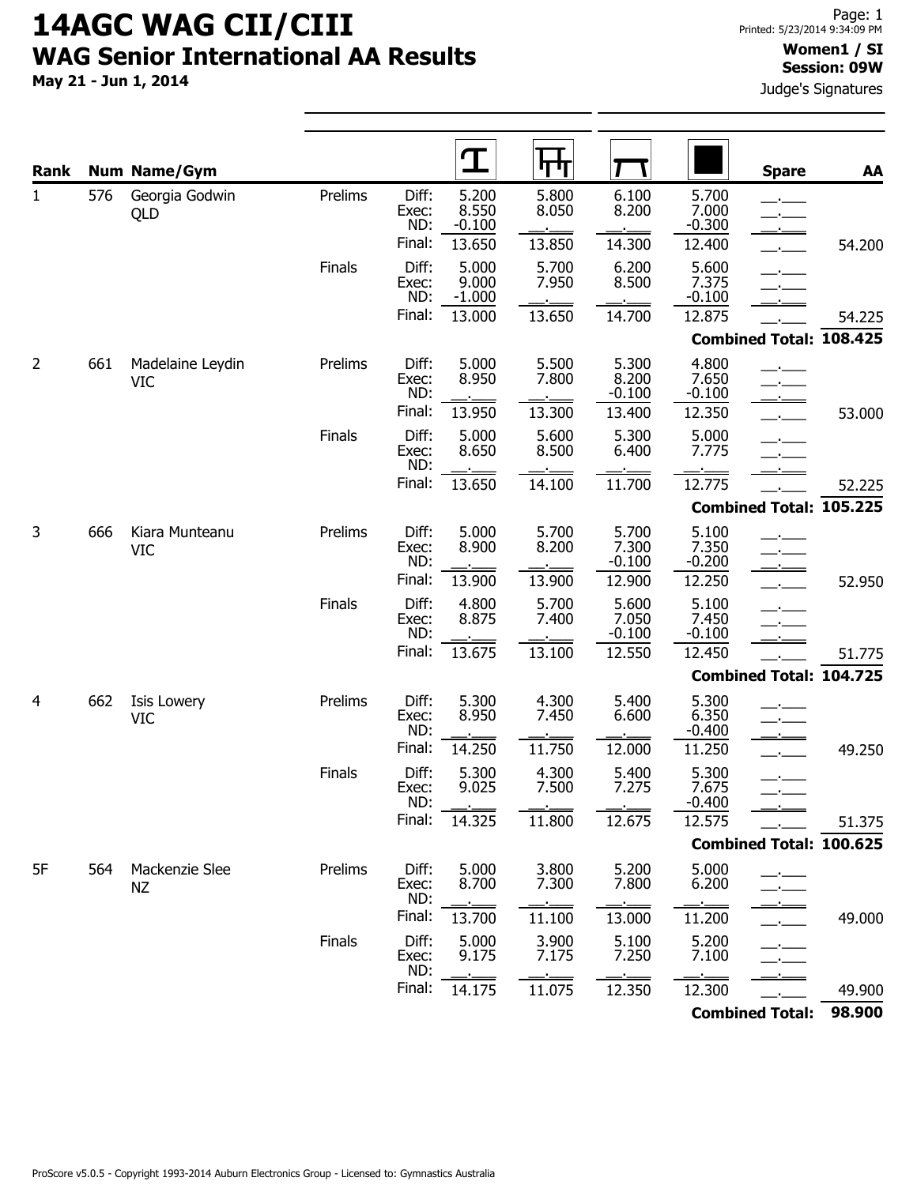# 14AGC WAG CII/CIII

## WAG Senior International AA Results

**May 21 - Jun 1, 2014**

Printed: 5/23/2014 9:34:09 PM

**Women1 / SI**
**Session: 09W**

Judge's Signatures

| Rank | Num | Name/Gym | | | Vault | Bars | Beam | Floor | Spare | AA |
|---|---|---|---|---|---|---|---|---|---|---|
| 1 | 576 | Georgia Godwin QLD | Prelims | Diff: | 5.200 | 5.800 | 6.100 | 5.700 | | |
| | | | | Exec: | 8.550 | 8.050 | 8.200 | 7.000 | | |
| | | | | ND: | -0.100 | | | -0.300 | | |
| | | | | Final: | 13.650 | 13.850 | 14.300 | 12.400 | | 54.200 |
| | | | Finals | Diff: | 5.000 | 5.700 | 6.200 | 5.600 | | |
| | | | | Exec: | 9.000 | 7.950 | 8.500 | 7.375 | | |
| | | | | ND: | -1.000 | | | -0.100 | | |
| | | | | Final: | 13.000 | 13.650 | 14.700 | 12.875 | | 54.225 |
| | | | | | | | | | **Combined Total:** | **108.425** |
| 2 | 661 | Madelaine Leydin VIC | Prelims | Diff: | 5.000 | 5.500 | 5.300 | 4.800 | | |
| | | | | Exec: | 8.950 | 7.800 | 8.200 | 7.650 | | |
| | | | | ND: | | | -0.100 | -0.100 | | |
| | | | | Final: | 13.950 | 13.300 | 13.400 | 12.350 | | 53.000 |
| | | | Finals | Diff: | 5.000 | 5.600 | 5.300 | 5.000 | | |
| | | | | Exec: | 8.650 | 8.500 | 6.400 | 7.775 | | |
| | | | | ND: | | | | | | |
| | | | | Final: | 13.650 | 14.100 | 11.700 | 12.775 | | 52.225 |
| | | | | | | | | | **Combined Total:** | **105.225** |
| 3 | 666 | Kiara Munteanu VIC | Prelims | Diff: | 5.000 | 5.700 | 5.700 | 5.100 | | |
| | | | | Exec: | 8.900 | 8.200 | 7.300 | 7.350 | | |
| | | | | ND: | | | -0.100 | -0.200 | | |
| | | | | Final: | 13.900 | 13.900 | 12.900 | 12.250 | | 52.950 |
| | | | Finals | Diff: | 4.800 | 5.700 | 5.600 | 5.100 | | |
| | | | | Exec: | 8.875 | 7.400 | 7.050 | 7.450 | | |
| | | | | ND: | | | -0.100 | -0.100 | | |
| | | | | Final: | 13.675 | 13.100 | 12.550 | 12.450 | | 51.775 |
| | | | | | | | | | **Combined Total:** | **104.725** |
| 4 | 662 | Isis Lowery VIC | Prelims | Diff: | 5.300 | 4.300 | 5.400 | 5.300 | | |
| | | | | Exec: | 8.950 | 7.450 | 6.600 | 6.350 | | |
| | | | | ND: | | | | -0.400 | | |
| | | | | Final: | 14.250 | 11.750 | 12.000 | 11.250 | | 49.250 |
| | | | Finals | Diff: | 5.300 | 4.300 | 5.400 | 5.300 | | |
| | | | | Exec: | 9.025 | 7.500 | 7.275 | 7.675 | | |
| | | | | ND: | | | | -0.400 | | |
| | | | | Final: | 14.325 | 11.800 | 12.675 | 12.575 | | 51.375 |
| | | | | | | | | | **Combined Total:** | **100.625** |
| 5F | 564 | Mackenzie Slee NZ | Prelims | Diff: | 5.000 | 3.800 | 5.200 | 5.000 | | |
| | | | | Exec: | 8.700 | 7.300 | 7.800 | 6.200 | | |
| | | | | ND: | | | | | | |
| | | | | Final: | 13.700 | 11.100 | 13.000 | 11.200 | | 49.000 |
| | | | Finals | Diff: | 5.000 | 3.900 | 5.100 | 5.200 | | |
| | | | | Exec: | 9.175 | 7.175 | 7.250 | 7.100 | | |
| | | | | ND: | | | | | | |
| | | | | Final: | 14.175 | 11.075 | 12.350 | 12.300 | | 49.900 |
| | | | | | | | | | **Combined Total:** | **98.900** |

ProScore v5.0.5 - Copyright 1993-2014 Auburn Electronics Group - Licensed to: Gymnastics Australia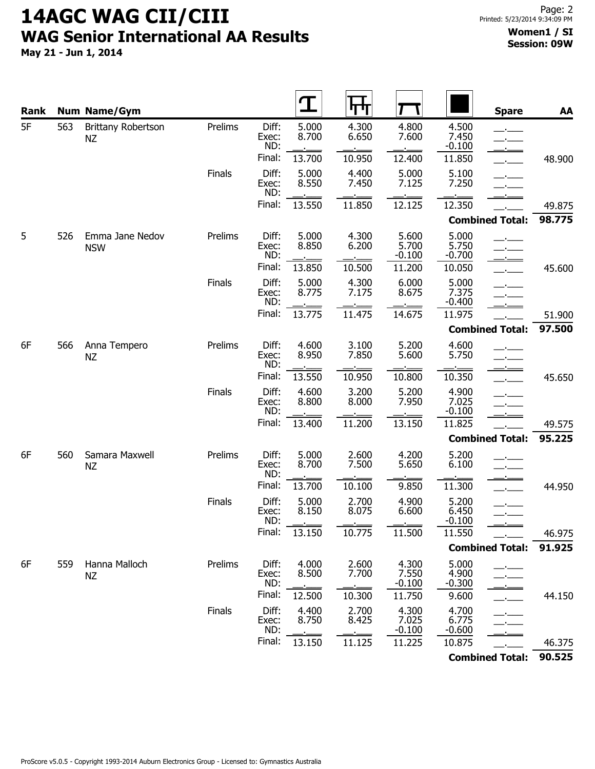# 14AGC WAG CII/CIII

## WAG Senior International AA Results

**May 21 - Jun 1, 2014**

**Women1 / SI**
**Session: 09W**

| Rank | Num | Name/Gym | | | Vault | Bars | Beam | Floor | Spare | AA |
|---|---|---|---|---|---|---|---|---|---|---|
| 5F | 563 | Brittany Robertson NZ | Prelims | Diff: | 5.000 | 4.300 | 4.800 | 4.500 | | |
| | | | | Exec: | 8.700 | 6.650 | 7.600 | 7.450 | | |
| | | | | ND: | | | | -0.100 | | |
| | | | | Final: | 13.700 | 10.950 | 12.400 | 11.850 | | 48.900 |
| | | | Finals | Diff: | 5.000 | 4.400 | 5.000 | 5.100 | | |
| | | | | Exec: | 8.550 | 7.450 | 7.125 | 7.250 | | |
| | | | | ND: | | | | | | |
| | | | | Final: | 13.550 | 11.850 | 12.125 | 12.350 | | 49.875 |
| | | | | | | | | | **Combined Total:** | **98.775** |
| 5 | 526 | Emma Jane Nedov NSW | Prelims | Diff: | 5.000 | 4.300 | 5.600 | 5.000 | | |
| | | | | Exec: | 8.850 | 6.200 | 5.700 | 5.750 | | |
| | | | | ND: | | | -0.100 | -0.700 | | |
| | | | | Final: | 13.850 | 10.500 | 11.200 | 10.050 | | 45.600 |
| | | | Finals | Diff: | 5.000 | 4.300 | 6.000 | 5.000 | | |
| | | | | Exec: | 8.775 | 7.175 | 8.675 | 7.375 | | |
| | | | | ND: | | | | -0.400 | | |
| | | | | Final: | 13.775 | 11.475 | 14.675 | 11.975 | | 51.900 |
| | | | | | | | | | **Combined Total:** | **97.500** |
| 6F | 566 | Anna Tempero NZ | Prelims | Diff: | 4.600 | 3.100 | 5.200 | 4.600 | | |
| | | | | Exec: | 8.950 | 7.850 | 5.600 | 5.750 | | |
| | | | | ND: | | | | | | |
| | | | | Final: | 13.550 | 10.950 | 10.800 | 10.350 | | 45.650 |
| | | | Finals | Diff: | 4.600 | 3.200 | 5.200 | 4.900 | | |
| | | | | Exec: | 8.800 | 8.000 | 7.950 | 7.025 | | |
| | | | | ND: | | | | -0.100 | | |
| | | | | Final: | 13.400 | 11.200 | 13.150 | 11.825 | | 49.575 |
| | | | | | | | | | **Combined Total:** | **95.225** |
| 6F | 560 | Samara Maxwell NZ | Prelims | Diff: | 5.000 | 2.600 | 4.200 | 5.200 | | |
| | | | | Exec: | 8.700 | 7.500 | 5.650 | 6.100 | | |
| | | | | ND: | | | | | | |
| | | | | Final: | 13.700 | 10.100 | 9.850 | 11.300 | | 44.950 |
| | | | Finals | Diff: | 5.000 | 2.700 | 4.900 | 5.200 | | |
| | | | | Exec: | 8.150 | 8.075 | 6.600 | 6.450 | | |
| | | | | ND: | | | | -0.100 | | |
| | | | | Final: | 13.150 | 10.775 | 11.500 | 11.550 | | 46.975 |
| | | | | | | | | | **Combined Total:** | **91.925** |
| 6F | 559 | Hanna Malloch NZ | Prelims | Diff: | 4.000 | 2.600 | 4.300 | 5.000 | | |
| | | | | Exec: | 8.500 | 7.700 | 7.550 | 4.900 | | |
| | | | | ND: | | | -0.100 | -0.300 | | |
| | | | | Final: | 12.500 | 10.300 | 11.750 | 9.600 | | 44.150 |
| | | | Finals | Diff: | 4.400 | 2.700 | 4.300 | 4.700 | | |
| | | | | Exec: | 8.750 | 8.425 | 7.025 | 6.775 | | |
| | | | | ND: | | | -0.100 | -0.600 | | |
| | | | | Final: | 13.150 | 11.125 | 11.225 | 10.875 | | 46.375 |
| | | | | | | | | | **Combined Total:** | **90.525** |

ProScore v5.0.5 - Copyright 1993-2014 Auburn Electronics Group - Licensed to: Gymnastics Australia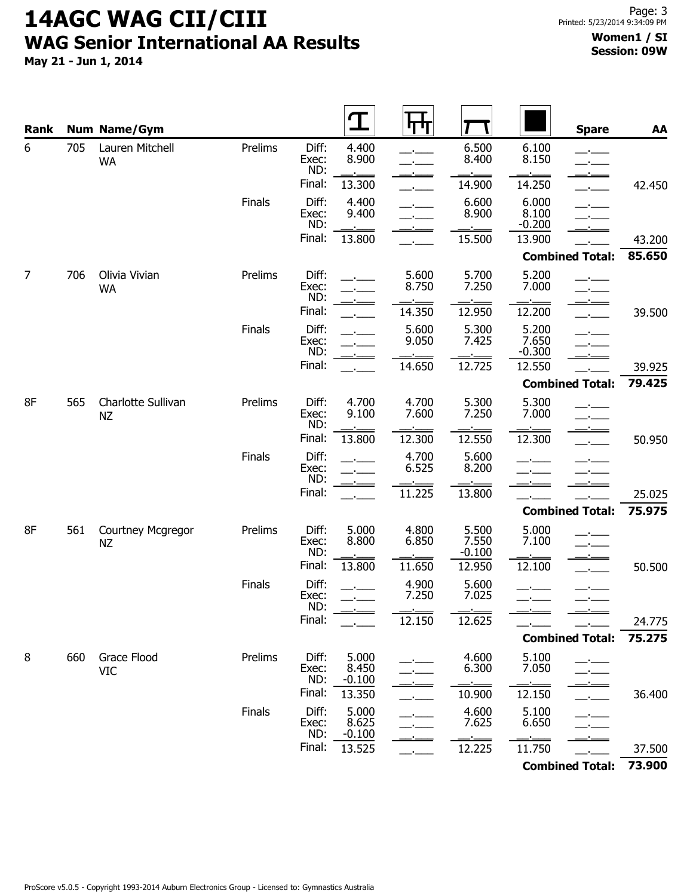# 14AGC WAG CII/CIII

## WAG Senior International AA Results

**May 21 - Jun 1, 2014**

**Women1 / SI**
**Session: 09W**

| Rank | Num | Name/Gym | | | Vault | Uneven Bars | Beam | Floor | Spare | AA |
|---|---|---|---|---|---|---|---|---|---|---|
| 6 | 705 | Lauren Mitchell WA | Prelims | Diff: | 4.400 | __.___ | 6.500 | 6.100 | __.___ | |
| | | | | Exec: | 8.900 | __.___ | 8.400 | 8.150 | __.___ | |
| | | | | ND: | __.___ | __.___ | __.___ | __.___ | __.___ | |
| | | | | Final: | 13.300 | __.___ | 14.900 | 14.250 | __.___ | 42.450 |
| | | | Finals | Diff: | 4.400 | __.___ | 6.600 | 6.000 | __.___ | |
| | | | | Exec: | 9.400 | __.___ | 8.900 | 8.100 | __.___ | |
| | | | | ND: | __.___ | __.___ | __.___ | -0.200 | __.___ | |
| | | | | Final: | 13.800 | __.___ | 15.500 | 13.900 | __.___ | 43.200 |
| | | | | | | | | | **Combined Total:** | **85.650** |
| 7 | 706 | Olivia Vivian WA | Prelims | Diff: | __.___ | 5.600 | 5.700 | 5.200 | __.___ | |
| | | | | Exec: | __.___ | 8.750 | 7.250 | 7.000 | __.___ | |
| | | | | ND: | __.___ | __.___ | __.___ | __.___ | __.___ | |
| | | | | Final: | __.___ | 14.350 | 12.950 | 12.200 | __.___ | 39.500 |
| | | | Finals | Diff: | __.___ | 5.600 | 5.300 | 5.200 | __.___ | |
| | | | | Exec: | __.___ | 9.050 | 7.425 | 7.650 | __.___ | |
| | | | | ND: | __.___ | __.___ | __.___ | -0.300 | __.___ | |
| | | | | Final: | __.___ | 14.650 | 12.725 | 12.550 | __.___ | 39.925 |
| | | | | | | | | | **Combined Total:** | **79.425** |
| 8F | 565 | Charlotte Sullivan NZ | Prelims | Diff: | 4.700 | 4.700 | 5.300 | 5.300 | __.___ | |
| | | | | Exec: | 9.100 | 7.600 | 7.250 | 7.000 | __.___ | |
| | | | | ND: | __.___ | __.___ | __.___ | __.___ | __.___ | |
| | | | | Final: | 13.800 | 12.300 | 12.550 | 12.300 | __.___ | 50.950 |
| | | | Finals | Diff: | __.___ | 4.700 | 5.600 | __.___ | __.___ | |
| | | | | Exec: | __.___ | 6.525 | 8.200 | __.___ | __.___ | |
| | | | | ND: | __.___ | __.___ | __.___ | __.___ | __.___ | |
| | | | | Final: | __.___ | 11.225 | 13.800 | __.___ | __.___ | 25.025 |
| | | | | | | | | | **Combined Total:** | **75.975** |
| 8F | 561 | Courtney Mcgregor NZ | Prelims | Diff: | 5.000 | 4.800 | 5.500 | 5.000 | __.___ | |
| | | | | Exec: | 8.800 | 6.850 | 7.550 | 7.100 | __.___ | |
| | | | | ND: | __.___ | __.___ | -0.100 | __.___ | __.___ | |
| | | | | Final: | 13.800 | 11.650 | 12.950 | 12.100 | __.___ | 50.500 |
| | | | Finals | Diff: | __.___ | 4.900 | 5.600 | __.___ | __.___ | |
| | | | | Exec: | __.___ | 7.250 | 7.025 | __.___ | __.___ | |
| | | | | ND: | __.___ | __.___ | __.___ | __.___ | __.___ | |
| | | | | Final: | __.___ | 12.150 | 12.625 | __.___ | __.___ | 24.775 |
| | | | | | | | | | **Combined Total:** | **75.275** |
| 8 | 660 | Grace Flood VIC | Prelims | Diff: | 5.000 | __.___ | 4.600 | 5.100 | __.___ | |
| | | | | Exec: | 8.450 | __.___ | 6.300 | 7.050 | __.___ | |
| | | | | ND: | -0.100 | __.___ | __.___ | __.___ | __.___ | |
| | | | | Final: | 13.350 | __.___ | 10.900 | 12.150 | __.___ | 36.400 |
| | | | Finals | Diff: | 5.000 | __.___ | 4.600 | 5.100 | __.___ | |
| | | | | Exec: | 8.625 | __.___ | 7.625 | 6.650 | __.___ | |
| | | | | ND: | -0.100 | __.___ | __.___ | __.___ | __.___ | |
| | | | | Final: | 13.525 | __.___ | 12.225 | 11.750 | __.___ | 37.500 |
| | | | | | | | | | **Combined Total:** | **73.900** |

ProScore v5.0.5 - Copyright 1993-2014 Auburn Electronics Group - Licensed to: Gymnastics Australia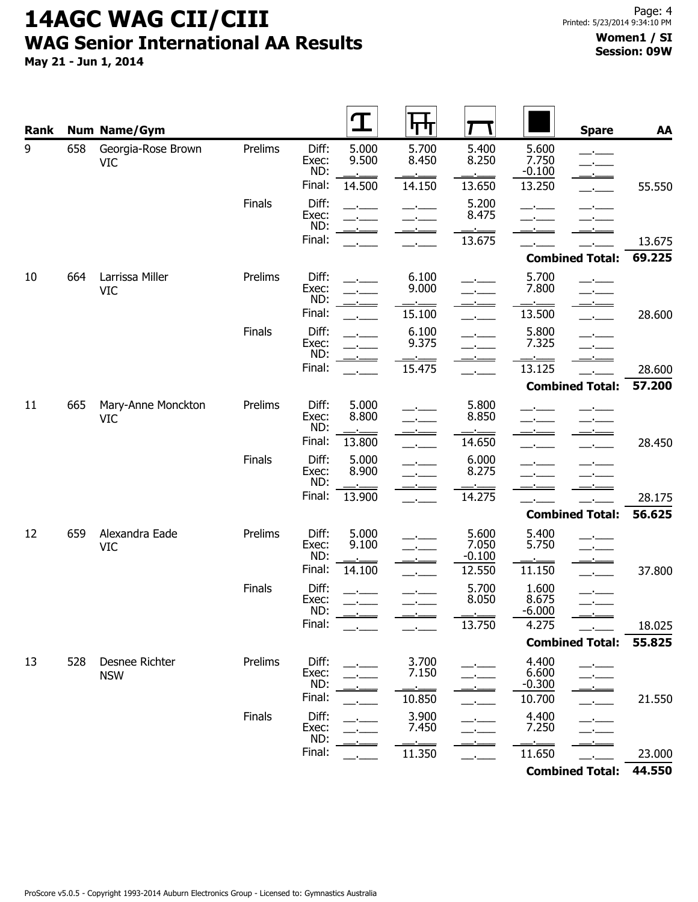# 14AGC WAG CII/CIII

## WAG Senior International AA Results

**May 21 - Jun 1, 2014**

**Women1 / SI**
**Session: 09W**

| Rank | Num | Name/Gym | | | Vault | Bars | Beam | Floor | Spare | AA |
|---|---|---|---|---|---|---|---|---|---|---|
| 9 | 658 | Georgia-Rose Brown VIC | Prelims | Diff: | 5.000 | 5.700 | 5.400 | 5.600 | __.___ | |
| | | | | Exec: | 9.500 | 8.450 | 8.250 | 7.750 | __.___ | |
| | | | | ND: | __.___ | __.___ | __.___ | -0.100 | __.___ | |
| | | | | Final: | 14.500 | 14.150 | 13.650 | 13.250 | __.___ | 55.550 |
| | | | Finals | Diff: | __.___ | __.___ | 5.200 | __.___ | __.___ | |
| | | | | Exec: | __.___ | __.___ | 8.475 | __.___ | __.___ | |
| | | | | ND: | __.___ | __.___ | __.___ | __.___ | __.___ | |
| | | | | Final: | __.___ | __.___ | 13.675 | __.___ | __.___ | 13.675 |
| | | | | | | | | | **Combined Total:** | **69.225** |
| 10 | 664 | Larrissa Miller VIC | Prelims | Diff: | __.___ | 6.100 | __.___ | 5.700 | __.___ | |
| | | | | Exec: | __.___ | 9.000 | __.___ | 7.800 | __.___ | |
| | | | | ND: | __.___ | __.___ | __.___ | __.___ | __.___ | |
| | | | | Final: | __.___ | 15.100 | __.___ | 13.500 | __.___ | 28.600 |
| | | | Finals | Diff: | __.___ | 6.100 | __.___ | 5.800 | __.___ | |
| | | | | Exec: | __.___ | 9.375 | __.___ | 7.325 | __.___ | |
| | | | | ND: | __.___ | __.___ | __.___ | __.___ | __.___ | |
| | | | | Final: | __.___ | 15.475 | __.___ | 13.125 | __.___ | 28.600 |
| | | | | | | | | | **Combined Total:** | **57.200** |
| 11 | 665 | Mary-Anne Monckton VIC | Prelims | Diff: | 5.000 | __.___ | 5.800 | __.___ | __.___ | |
| | | | | Exec: | 8.800 | __.___ | 8.850 | __.___ | __.___ | |
| | | | | ND: | __.___ | __.___ | __.___ | __.___ | __.___ | |
| | | | | Final: | 13.800 | __.___ | 14.650 | __.___ | __.___ | 28.450 |
| | | | Finals | Diff: | 5.000 | __.___ | 6.000 | __.___ | __.___ | |
| | | | | Exec: | 8.900 | __.___ | 8.275 | __.___ | __.___ | |
| | | | | ND: | __.___ | __.___ | __.___ | __.___ | __.___ | |
| | | | | Final: | 13.900 | __.___ | 14.275 | __.___ | __.___ | 28.175 |
| | | | | | | | | | **Combined Total:** | **56.625** |
| 12 | 659 | Alexandra Eade VIC | Prelims | Diff: | 5.000 | __.___ | 5.600 | 5.400 | __.___ | |
| | | | | Exec: | 9.100 | __.___ | 7.050 | 5.750 | __.___ | |
| | | | | ND: | __.___ | __.___ | -0.100 | __.___ | __.___ | |
| | | | | Final: | 14.100 | __.___ | 12.550 | 11.150 | __.___ | 37.800 |
| | | | Finals | Diff: | __.___ | __.___ | 5.700 | 1.600 | __.___ | |
| | | | | Exec: | __.___ | __.___ | 8.050 | 8.675 | __.___ | |
| | | | | ND: | __.___ | __.___ | __.___ | -6.000 | __.___ | |
| | | | | Final: | __.___ | __.___ | 13.750 | 4.275 | __.___ | 18.025 |
| | | | | | | | | | **Combined Total:** | **55.825** |
| 13 | 528 | Desnee Richter NSW | Prelims | Diff: | __.___ | 3.700 | __.___ | 4.400 | __.___ | |
| | | | | Exec: | __.___ | 7.150 | __.___ | 6.600 | __.___ | |
| | | | | ND: | __.___ | __.___ | __.___ | -0.300 | __.___ | |
| | | | | Final: | __.___ | 10.850 | __.___ | 10.700 | __.___ | 21.550 |
| | | | Finals | Diff: | __.___ | 3.900 | __.___ | 4.400 | __.___ | |
| | | | | Exec: | __.___ | 7.450 | __.___ | 7.250 | __.___ | |
| | | | | ND: | __.___ | __.___ | __.___ | __.___ | __.___ | |
| | | | | Final: | __.___ | 11.350 | __.___ | 11.650 | __.___ | 23.000 |
| | | | | | | | | | **Combined Total:** | **44.550** |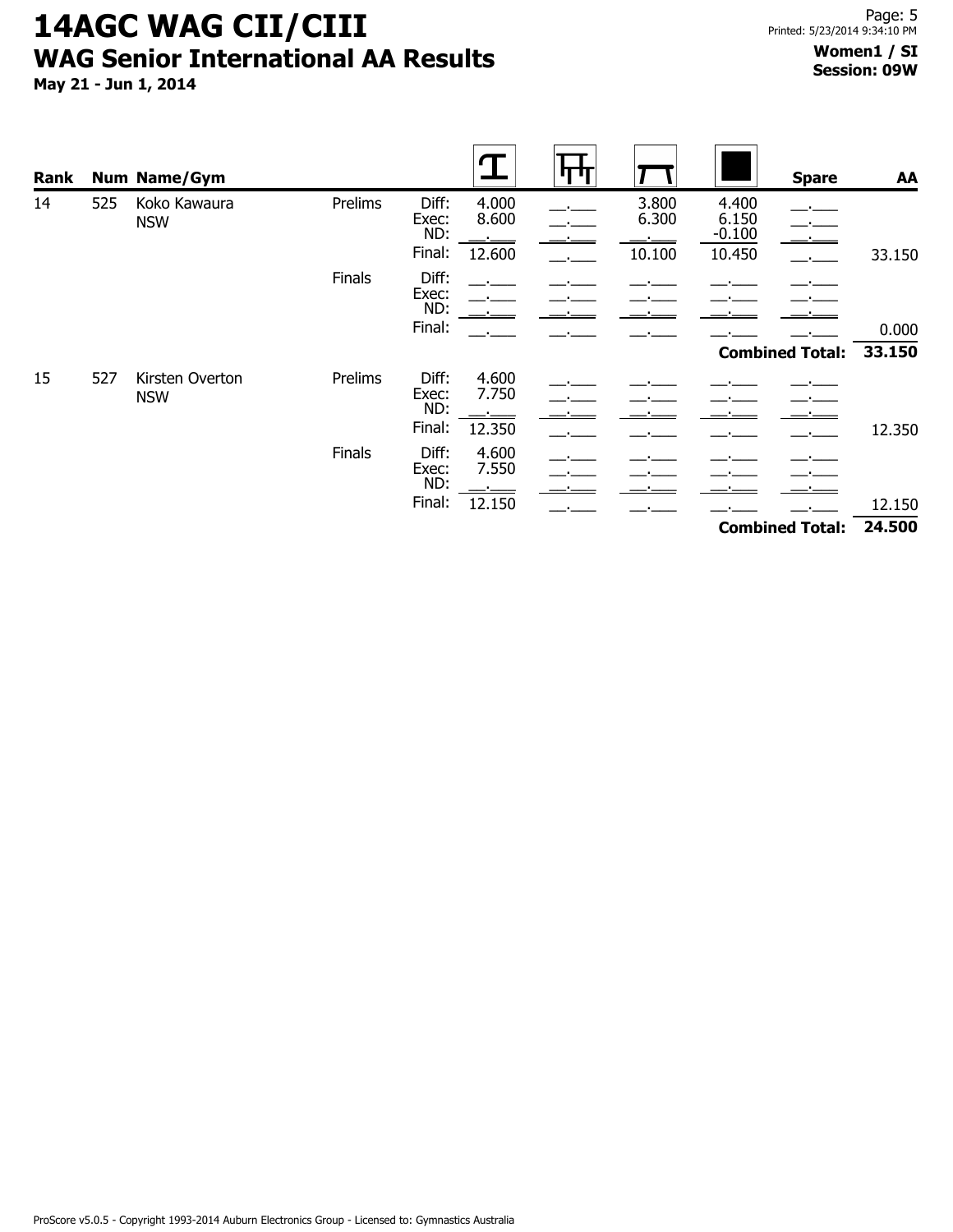# 14AGC WAG CII/CIII

## WAG Senior International AA Results

**May 21 - Jun 1, 2014**

**Women1 / SI**
**Session: 09W**

| Rank | Num | Name/Gym | | | Vault | Bars | Beam | Floor | Spare | AA |
|---|---|---|---|---|---|---|---|---|---|---|
| 14 | 525 | Koko Kawaura<br>NSW | Prelims | Diff: | 4.000 | \_\_.\_\_\_ | 3.800 | 4.400 | \_\_.\_\_\_ | |
| | | | | Exec: | 8.600 | \_\_.\_\_\_ | 6.300 | 6.150 | \_\_.\_\_\_ | |
| | | | | ND: | \_\_.\_\_\_ | \_\_.\_\_\_ | \_\_.\_\_\_ | -0.100 | \_\_.\_\_\_ | |
| | | | | Final: | 12.600 | \_\_.\_\_\_ | 10.100 | 10.450 | \_\_.\_\_\_ | 33.150 |
| | | | Finals | Diff: | \_\_.\_\_\_ | \_\_.\_\_\_ | \_\_.\_\_\_ | \_\_.\_\_\_ | \_\_.\_\_\_ | |
| | | | | Exec: | \_\_.\_\_\_ | \_\_.\_\_\_ | \_\_.\_\_\_ | \_\_.\_\_\_ | \_\_.\_\_\_ | |
| | | | | ND: | \_\_.\_\_\_ | \_\_.\_\_\_ | \_\_.\_\_\_ | \_\_.\_\_\_ | \_\_.\_\_\_ | |
| | | | | Final: | \_\_.\_\_\_ | \_\_.\_\_\_ | \_\_.\_\_\_ | \_\_.\_\_\_ | \_\_.\_\_\_ | 0.000 |
| | | | | | | | | | **Combined Total:** | **33.150** |
| 15 | 527 | Kirsten Overton<br>NSW | Prelims | Diff: | 4.600 | \_\_.\_\_\_ | \_\_.\_\_\_ | \_\_.\_\_\_ | \_\_.\_\_\_ | |
| | | | | Exec: | 7.750 | \_\_.\_\_\_ | \_\_.\_\_\_ | \_\_.\_\_\_ | \_\_.\_\_\_ | |
| | | | | ND: | \_\_.\_\_\_ | \_\_.\_\_\_ | \_\_.\_\_\_ | \_\_.\_\_\_ | \_\_.\_\_\_ | |
| | | | | Final: | 12.350 | \_\_.\_\_\_ | \_\_.\_\_\_ | \_\_.\_\_\_ | \_\_.\_\_\_ | 12.350 |
| | | | Finals | Diff: | 4.600 | \_\_.\_\_\_ | \_\_.\_\_\_ | \_\_.\_\_\_ | \_\_.\_\_\_ | |
| | | | | Exec: | 7.550 | \_\_.\_\_\_ | \_\_.\_\_\_ | \_\_.\_\_\_ | \_\_.\_\_\_ | |
| | | | | ND: | \_\_.\_\_\_ | \_\_.\_\_\_ | \_\_.\_\_\_ | \_\_.\_\_\_ | \_\_.\_\_\_ | |
| | | | | Final: | 12.150 | \_\_.\_\_\_ | \_\_.\_\_\_ | \_\_.\_\_\_ | \_\_.\_\_\_ | 12.150 |
| | | | | | | | | | **Combined Total:** | **24.500** |

ProScore v5.0.5 - Copyright 1993-2014 Auburn Electronics Group - Licensed to: Gymnastics Australia